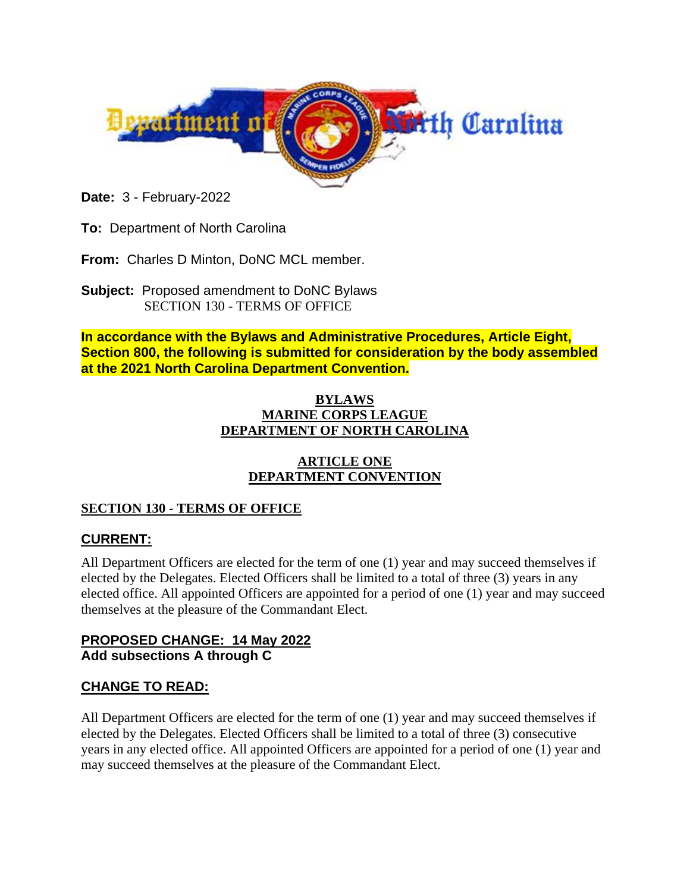Department of North Carolina

**Date:** 3 - February-2022

**To:** Department of North Carolina

**From:** Charles D Minton, DoNC MCL member.

**Subject:** Proposed amendment to DoNC Bylaws
SECTION 130 - TERMS OF OFFICE

**In accordance with the Bylaws and Administrative Procedures, Article Eight, Section 800, the following is submitted for consideration by the body assembled at the 2021 North Carolina Department Convention.**

# BYLAWS
# MARINE CORPS LEAGUE
# DEPARTMENT OF NORTH CAROLINA

## ARTICLE ONE
## DEPARTMENT CONVENTION

### SECTION 130 - TERMS OF OFFICE

### CURRENT:

All Department Officers are elected for the term of one (1) year and may succeed themselves if elected by the Delegates. Elected Officers shall be limited to a total of three (3) years in any elected office. All appointed Officers are appointed for a period of one (1) year and may succeed themselves at the pleasure of the Commandant Elect.

### PROPOSED CHANGE: 14 May 2022
**Add subsections A through C**

### CHANGE TO READ:

All Department Officers are elected for the term of one (1) year and may succeed themselves if elected by the Delegates. Elected Officers shall be limited to a total of three (3) consecutive years in any elected office. All appointed Officers are appointed for a period of one (1) year and may succeed themselves at the pleasure of the Commandant Elect.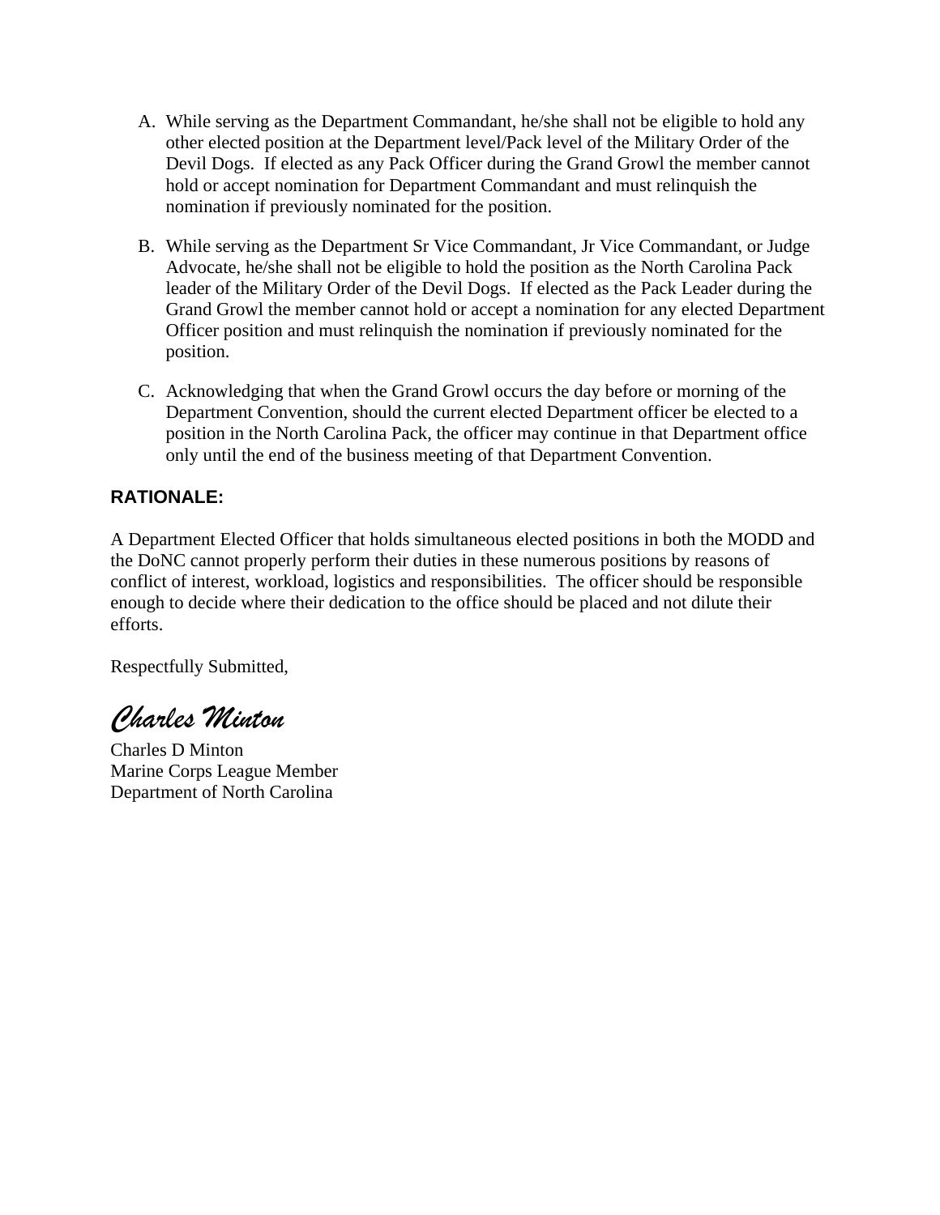A. While serving as the Department Commandant, he/she shall not be eligible to hold any other elected position at the Department level/Pack level of the Military Order of the Devil Dogs. If elected as any Pack Officer during the Grand Growl the member cannot hold or accept nomination for Department Commandant and must relinquish the nomination if previously nominated for the position.

B. While serving as the Department Sr Vice Commandant, Jr Vice Commandant, or Judge Advocate, he/she shall not be eligible to hold the position as the North Carolina Pack leader of the Military Order of the Devil Dogs. If elected as the Pack Leader during the Grand Growl the member cannot hold or accept a nomination for any elected Department Officer position and must relinquish the nomination if previously nominated for the position.

C. Acknowledging that when the Grand Growl occurs the day before or morning of the Department Convention, should the current elected Department officer be elected to a position in the North Carolina Pack, the officer may continue in that Department office only until the end of the business meeting of that Department Convention.

**RATIONALE:**

A Department Elected Officer that holds simultaneous elected positions in both the MODD and the DoNC cannot properly perform their duties in these numerous positions by reasons of conflict of interest, workload, logistics and responsibilities. The officer should be responsible enough to decide where their dedication to the office should be placed and not dilute their efforts.

Respectfully Submitted,

*Charles Minton*

Charles D Minton
Marine Corps League Member
Department of North Carolina